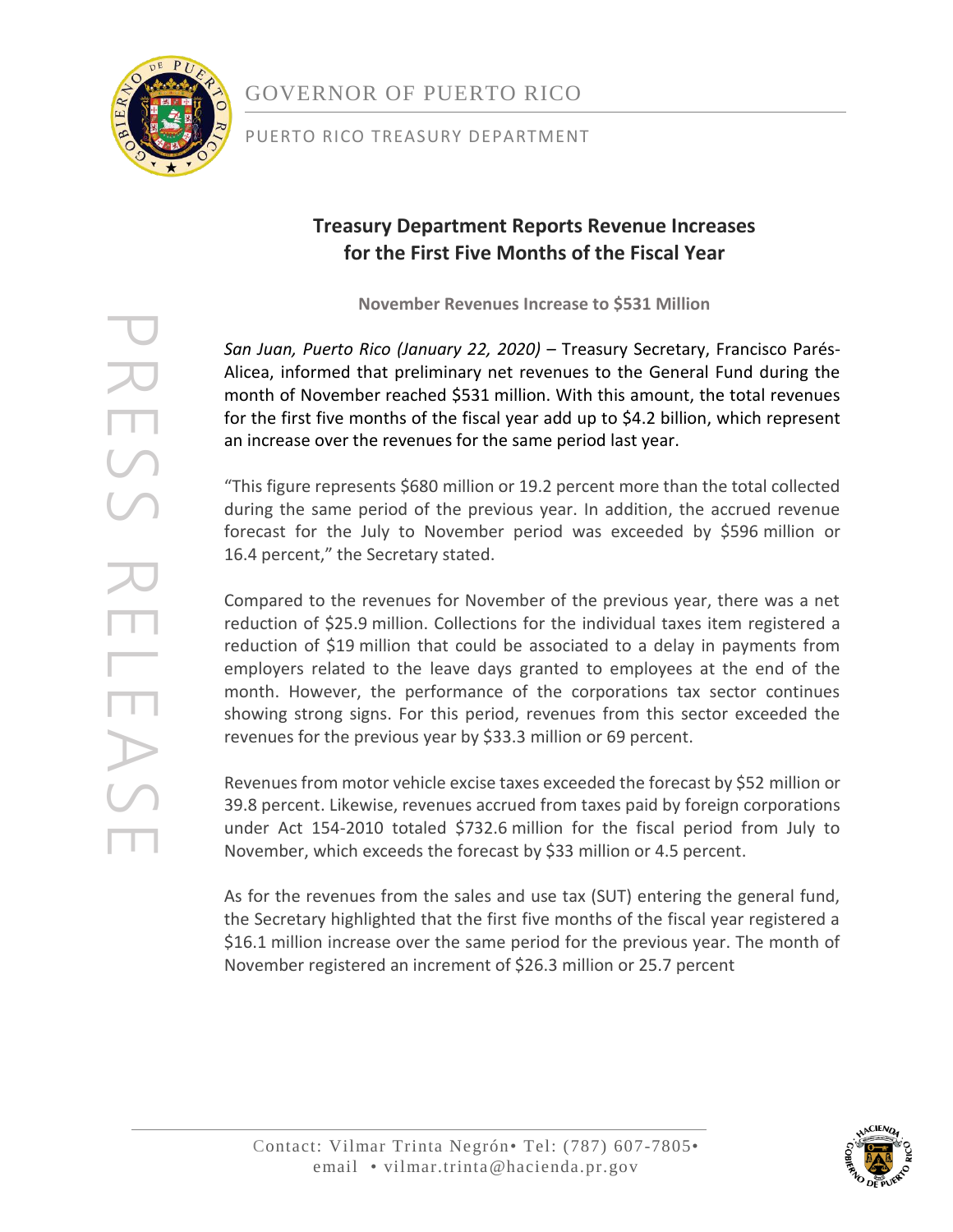GOVERNOR OF PUERTO RICO

PUERTO RICO TREASURY DEPARTMENT

PRESS RELEASE

# Treasury Department Reports Revenue Increases for the First Five Months of the Fiscal Year

**November Revenues Increase to $531 Million**

*San Juan, Puerto Rico (January 22, 2020)* – Treasury Secretary, Francisco Parés-Alicea, informed that preliminary net revenues to the General Fund during the month of November reached $531 million. With this amount, the total revenues for the first five months of the fiscal year add up to $4.2 billion, which represent an increase over the revenues for the same period last year.

"This figure represents $680 million or 19.2 percent more than the total collected during the same period of the previous year. In addition, the accrued revenue forecast for the July to November period was exceeded by $596 million or 16.4 percent," the Secretary stated.

Compared to the revenues for November of the previous year, there was a net reduction of $25.9 million. Collections for the individual taxes item registered a reduction of $19 million that could be associated to a delay in payments from employers related to the leave days granted to employees at the end of the month. However, the performance of the corporations tax sector continues showing strong signs. For this period, revenues from this sector exceeded the revenues for the previous year by $33.3 million or 69 percent.

Revenues from motor vehicle excise taxes exceeded the forecast by $52 million or 39.8 percent. Likewise, revenues accrued from taxes paid by foreign corporations under Act 154-2010 totaled $732.6 million for the fiscal period from July to November, which exceeds the forecast by $33 million or 4.5 percent.

As for the revenues from the sales and use tax (SUT) entering the general fund, the Secretary highlighted that the first five months of the fiscal year registered a $16.1 million increase over the same period for the previous year. The month of November registered an increment of $26.3 million or 25.7 percent

Contact: Vilmar Trinta Negrón• Tel: (787) 607-7805• email • vilmar.trinta@hacienda.pr.gov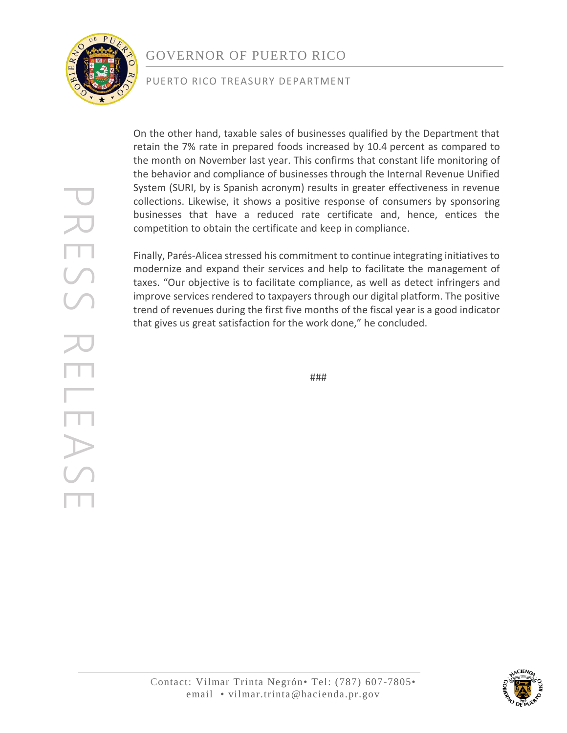On the other hand, taxable sales of businesses qualified by the Department that retain the 7% rate in prepared foods increased by 10.4 percent as compared to the month on November last year. This confirms that constant life monitoring of the behavior and compliance of businesses through the Internal Revenue Unified System (SURI, by is Spanish acronym) results in greater effectiveness in revenue collections. Likewise, it shows a positive response of consumers by sponsoring businesses that have a reduced rate certificate and, hence, entices the competition to obtain the certificate and keep in compliance.

Finally, Parés-Alicea stressed his commitment to continue integrating initiatives to modernize and expand their services and help to facilitate the management of taxes. "Our objective is to facilitate compliance, as well as detect infringers and improve services rendered to taxpayers through our digital platform. The positive trend of revenues during the first five months of the fiscal year is a good indicator that gives us great satisfaction for the work done," he concluded.

###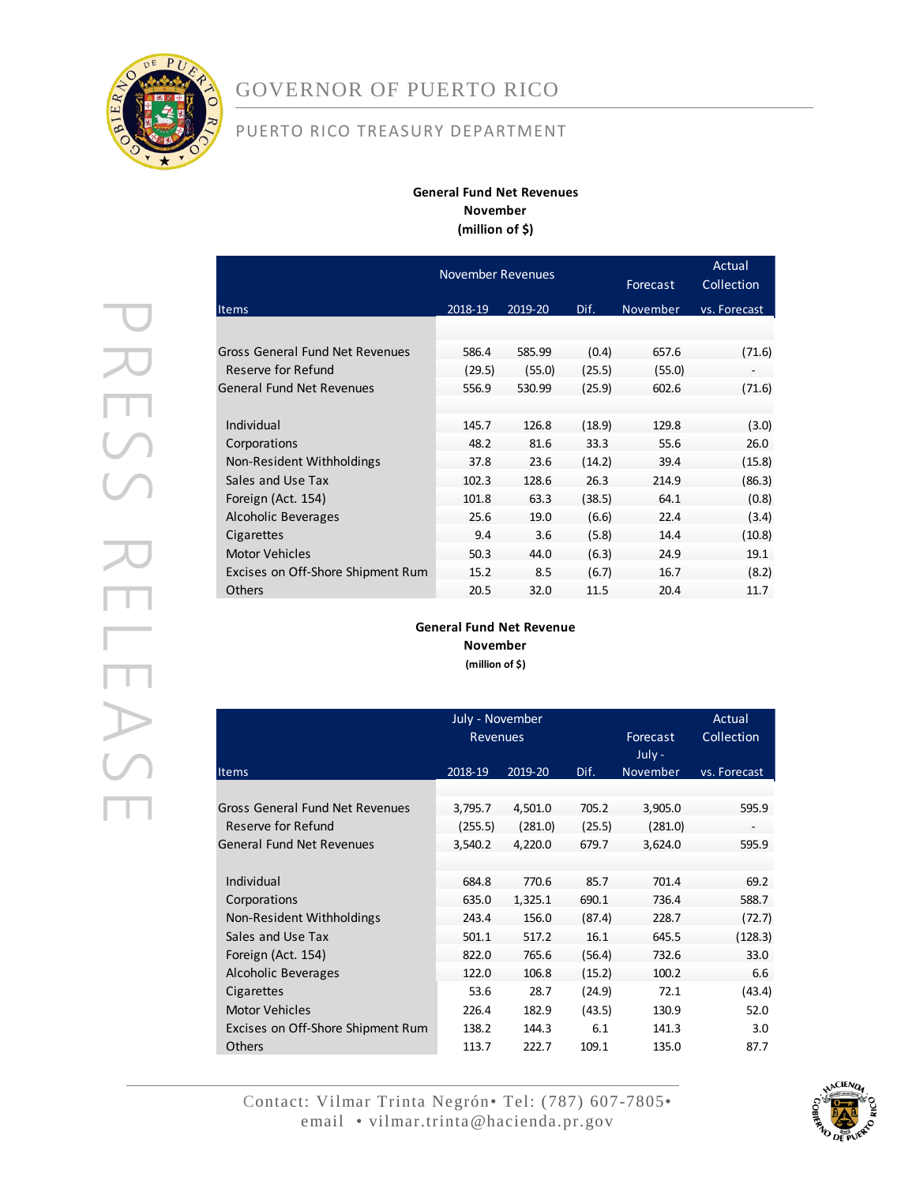GOVERNOR OF PUERTO RICO

PUERTO RICO TREASURY DEPARTMENT

PRESS RELEASE

**General Fund Net Revenues**
**November**
**(million of $)**

| Items | November Revenues 2018-19 | 2019-20 | Dif. | Forecast November | Actual Collection vs. Forecast |
|---|---|---|---|---|---|
| Gross General Fund Net Revenues | 586.4 | 585.99 | (0.4) | 657.6 | (71.6) |
| Reserve for Refund | (29.5) | (55.0) | (25.5) | (55.0) | - |
| General Fund Net Revenues | 556.9 | 530.99 | (25.9) | 602.6 | (71.6) |
| Individual | 145.7 | 126.8 | (18.9) | 129.8 | (3.0) |
| Corporations | 48.2 | 81.6 | 33.3 | 55.6 | 26.0 |
| Non-Resident Withholdings | 37.8 | 23.6 | (14.2) | 39.4 | (15.8) |
| Sales and Use Tax | 102.3 | 128.6 | 26.3 | 214.9 | (86.3) |
| Foreign (Act. 154) | 101.8 | 63.3 | (38.5) | 64.1 | (0.8) |
| Alcoholic Beverages | 25.6 | 19.0 | (6.6) | 22.4 | (3.4) |
| Cigarettes | 9.4 | 3.6 | (5.8) | 14.4 | (10.8) |
| Motor Vehicles | 50.3 | 44.0 | (6.3) | 24.9 | 19.1 |
| Excises on Off-Shore Shipment Rum | 15.2 | 8.5 | (6.7) | 16.7 | (8.2) |
| Others | 20.5 | 32.0 | 11.5 | 20.4 | 11.7 |

**General Fund Net Revenue**
**November**
**(million of $)**

| Items | July - November Revenues 2018-19 | 2019-20 | Dif. | Forecast July - November | Actual Collection vs. Forecast |
|---|---|---|---|---|---|
| Gross General Fund Net Revenues | 3,795.7 | 4,501.0 | 705.2 | 3,905.0 | 595.9 |
| Reserve for Refund | (255.5) | (281.0) | (25.5) | (281.0) | - |
| General Fund Net Revenues | 3,540.2 | 4,220.0 | 679.7 | 3,624.0 | 595.9 |
| Individual | 684.8 | 770.6 | 85.7 | 701.4 | 69.2 |
| Corporations | 635.0 | 1,325.1 | 690.1 | 736.4 | 588.7 |
| Non-Resident Withholdings | 243.4 | 156.0 | (87.4) | 228.7 | (72.7) |
| Sales and Use Tax | 501.1 | 517.2 | 16.1 | 645.5 | (128.3) |
| Foreign (Act. 154) | 822.0 | 765.6 | (56.4) | 732.6 | 33.0 |
| Alcoholic Beverages | 122.0 | 106.8 | (15.2) | 100.2 | 6.6 |
| Cigarettes | 53.6 | 28.7 | (24.9) | 72.1 | (43.4) |
| Motor Vehicles | 226.4 | 182.9 | (43.5) | 130.9 | 52.0 |
| Excises on Off-Shore Shipment Rum | 138.2 | 144.3 | 6.1 | 141.3 | 3.0 |
| Others | 113.7 | 222.7 | 109.1 | 135.0 | 87.7 |

Contact: Vilmar Trinta Negrón• Tel: (787) 607-7805•
email • vilmar.trinta@hacienda.pr.gov